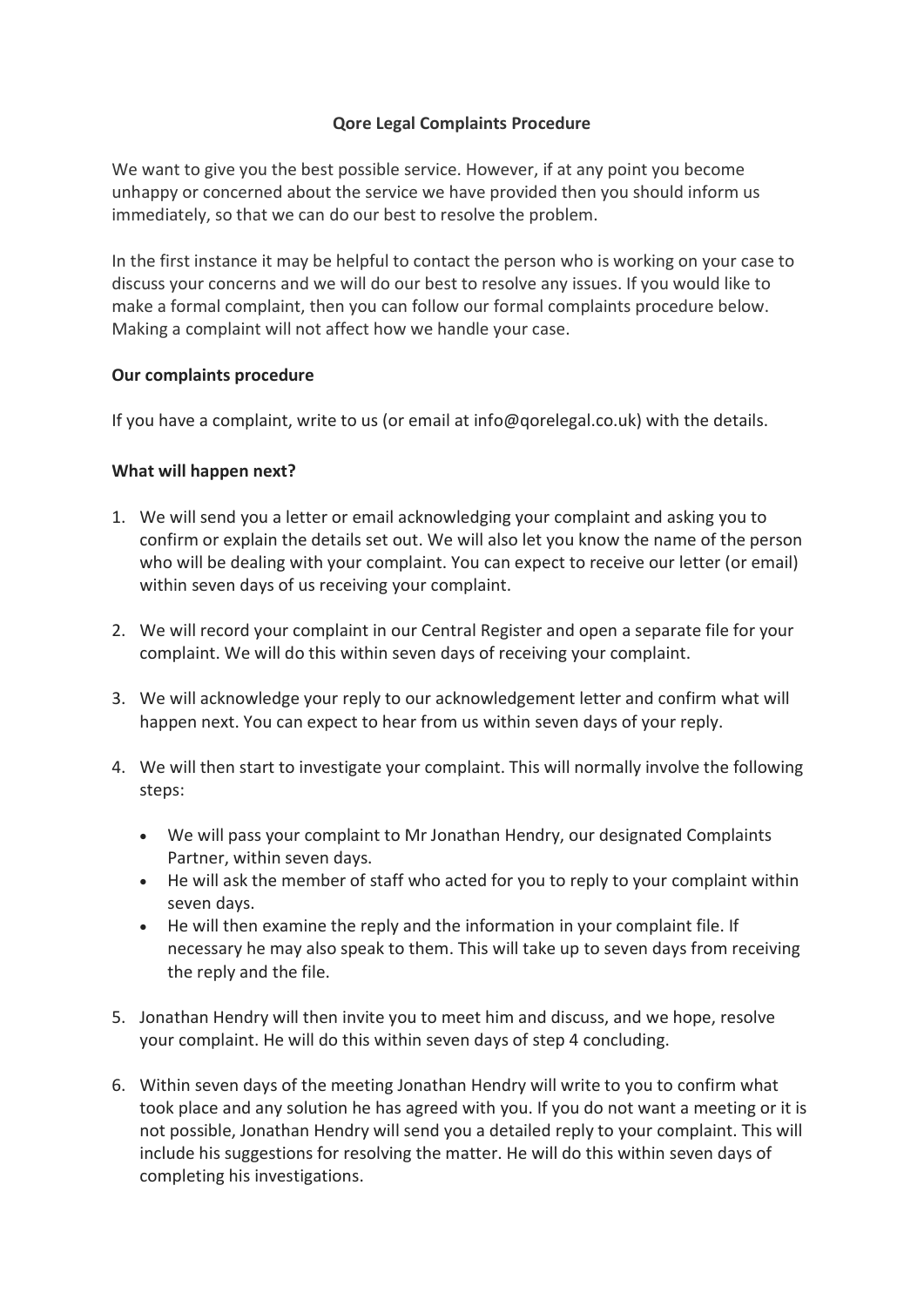# Qore Legal Complaints Procedure

We want to give you the best possible service. However, if at any point you become unhappy or concerned about the service we have provided then you should inform us immediately, so that we can do our best to resolve the problem.

In the first instance it may be helpful to contact the person who is working on your case to discuss your concerns and we will do our best to resolve any issues. If you would like to make a formal complaint, then you can follow our formal complaints procedure below. Making a complaint will not affect how we handle your case.

## Our complaints procedure

If you have a complaint, write to us (or email at info@qorelegal.co.uk) with the details.

## What will happen next?

1. We will send you a letter or email acknowledging your complaint and asking you to confirm or explain the details set out. We will also let you know the name of the person who will be dealing with your complaint. You can expect to receive our letter (or email) within seven days of us receiving your complaint.

2. We will record your complaint in our Central Register and open a separate file for your complaint. We will do this within seven days of receiving your complaint.

3. We will acknowledge your reply to our acknowledgement letter and confirm what will happen next. You can expect to hear from us within seven days of your reply.

4. We will then start to investigate your complaint. This will normally involve the following steps:

   - We will pass your complaint to Mr Jonathan Hendry, our designated Complaints Partner, within seven days.
   - He will ask the member of staff who acted for you to reply to your complaint within seven days.
   - He will then examine the reply and the information in your complaint file. If necessary he may also speak to them. This will take up to seven days from receiving the reply and the file.

5. Jonathan Hendry will then invite you to meet him and discuss, and we hope, resolve your complaint. He will do this within seven days of step 4 concluding.

6. Within seven days of the meeting Jonathan Hendry will write to you to confirm what took place and any solution he has agreed with you. If you do not want a meeting or it is not possible, Jonathan Hendry will send you a detailed reply to your complaint. This will include his suggestions for resolving the matter. He will do this within seven days of completing his investigations.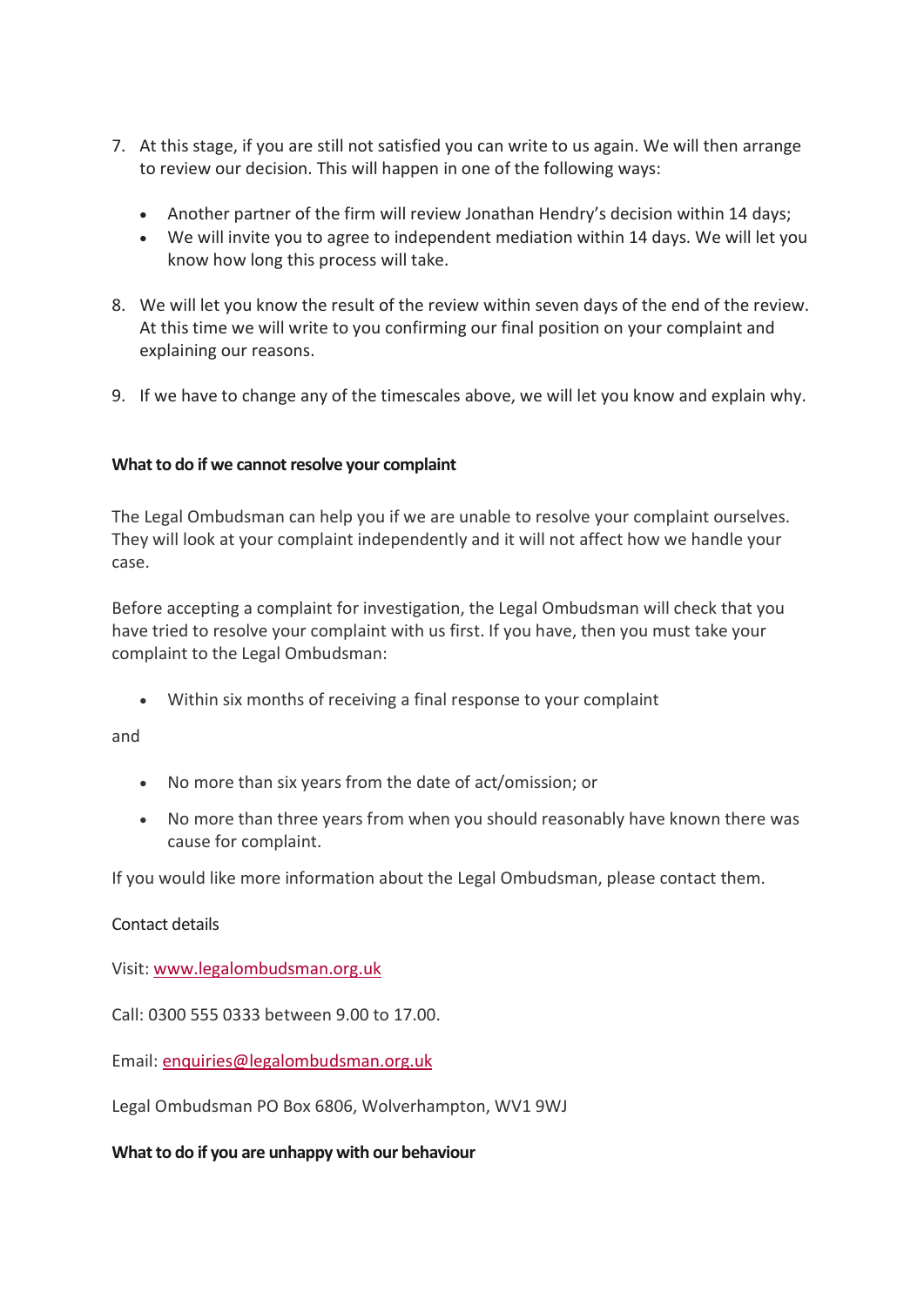7. At this stage, if you are still not satisfied you can write to us again. We will then arrange to review our decision. This will happen in one of the following ways:

   - Another partner of the firm will review Jonathan Hendry's decision within 14 days;
   - We will invite you to agree to independent mediation within 14 days. We will let you know how long this process will take.

8. We will let you know the result of the review within seven days of the end of the review. At this time we will write to you confirming our final position on your complaint and explaining our reasons.

9. If we have to change any of the timescales above, we will let you know and explain why.

**What to do if we cannot resolve your complaint**

The Legal Ombudsman can help you if we are unable to resolve your complaint ourselves. They will look at your complaint independently and it will not affect how we handle your case.

Before accepting a complaint for investigation, the Legal Ombudsman will check that you have tried to resolve your complaint with us first. If you have, then you must take your complaint to the Legal Ombudsman:

- Within six months of receiving a final response to your complaint

and

- No more than six years from the date of act/omission; or
- No more than three years from when you should reasonably have known there was cause for complaint.

If you would like more information about the Legal Ombudsman, please contact them.

Contact details

Visit: [www.legalombudsman.org.uk](http://www.legalombudsman.org.uk)

Call: 0300 555 0333 between 9.00 to 17.00.

Email: [enquiries@legalombudsman.org.uk](mailto:enquiries@legalombudsman.org.uk)

Legal Ombudsman PO Box 6806, Wolverhampton, WV1 9WJ

**What to do if you are unhappy with our behaviour**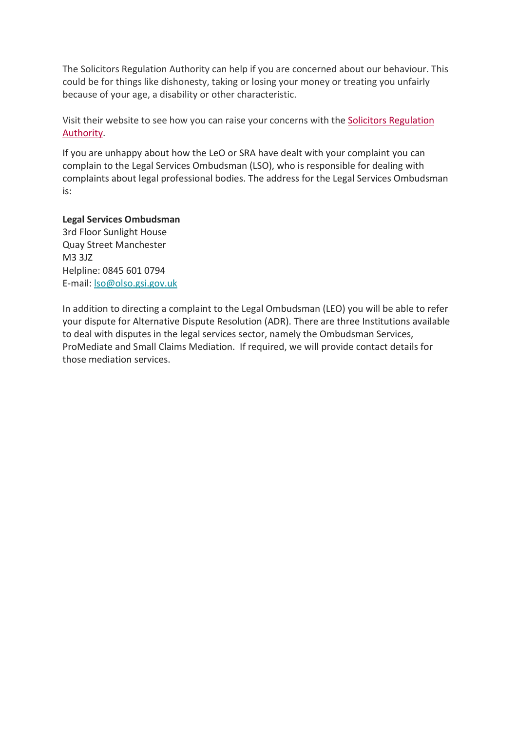The Solicitors Regulation Authority can help if you are concerned about our behaviour. This could be for things like dishonesty, taking or losing your money or treating you unfairly because of your age, a disability or other characteristic.

Visit their website to see how you can raise your concerns with the Solicitors Regulation Authority.

If you are unhappy about how the LeO or SRA have dealt with your complaint you can complain to the Legal Services Ombudsman (LSO), who is responsible for dealing with complaints about legal professional bodies. The address for the Legal Services Ombudsman is:

**Legal Services Ombudsman**
3rd Floor Sunlight House
Quay Street Manchester
M3 3JZ
Helpline: 0845 601 0794
E-mail: lso@olso.gsi.gov.uk

In addition to directing a complaint to the Legal Ombudsman (LEO) you will be able to refer your dispute for Alternative Dispute Resolution (ADR). There are three Institutions available to deal with disputes in the legal services sector, namely the Ombudsman Services, ProMediate and Small Claims Mediation. If required, we will provide contact details for those mediation services.